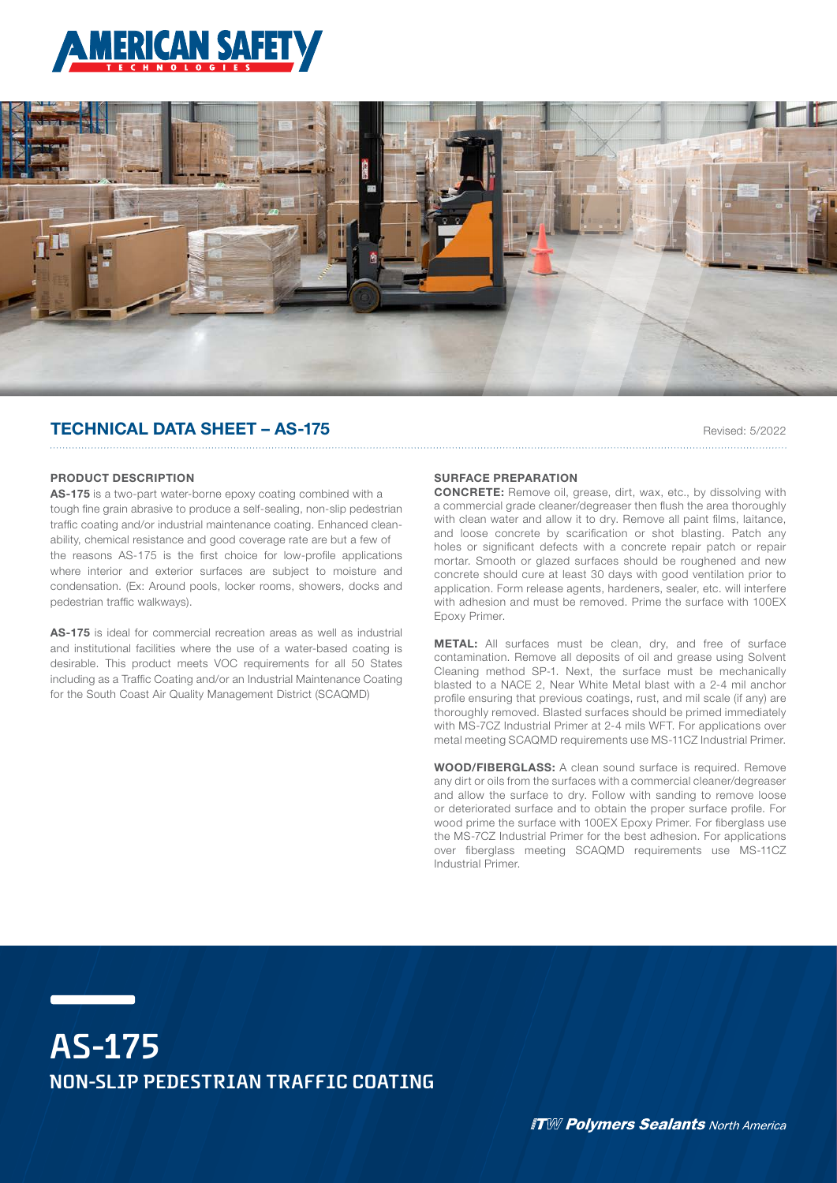# AMERICAN SAFETY TECHNOLOGIES

## TECHNICAL DATA SHEET – AS-175

Revised: 5/2022

### PRODUCT DESCRIPTION

**AS-175** is a two-part water-borne epoxy coating combined with a tough fine grain abrasive to produce a self-sealing, non-slip pedestrian traffic coating and/or industrial maintenance coating. Enhanced clean-ability, chemical resistance and good coverage rate are but a few of the reasons AS-175 is the first choice for low-profile applications where interior and exterior surfaces are subject to moisture and condensation. (Ex: Around pools, locker rooms, showers, docks and pedestrian traffic walkways).

**AS-175** is ideal for commercial recreation areas as well as industrial and institutional facilities where the use of a water-based coating is desirable. This product meets VOC requirements for all 50 States including as a Traffic Coating and/or an Industrial Maintenance Coating for the South Coast Air Quality Management District (SCAQMD)

### SURFACE PREPARATION

**CONCRETE:** Remove oil, grease, dirt, wax, etc., by dissolving with a commercial grade cleaner/degreaser then flush the area thoroughly with clean water and allow it to dry. Remove all paint films, laitance, and loose concrete by scarification or shot blasting. Patch any holes or significant defects with a concrete repair patch or repair mortar. Smooth or glazed surfaces should be roughened and new concrete should cure at least 30 days with good ventilation prior to application. Form release agents, hardeners, sealer, etc. will interfere with adhesion and must be removed. Prime the surface with 100EX Epoxy Primer.

**METAL:** All surfaces must be clean, dry, and free of surface contamination. Remove all deposits of oil and grease using Solvent Cleaning method SP-1. Next, the surface must be mechanically blasted to a NACE 2, Near White Metal blast with a 2-4 mil anchor profile ensuring that previous coatings, rust, and mil scale (if any) are thoroughly removed. Blasted surfaces should be primed immediately with MS-7CZ Industrial Primer at 2-4 mils WFT. For applications over metal meeting SCAQMD requirements use MS-11CZ Industrial Primer.

**WOOD/FIBERGLASS:** A clean sound surface is required. Remove any dirt or oils from the surfaces with a commercial cleaner/degreaser and allow the surface to dry. Follow with sanding to remove loose or deteriorated surface and to obtain the proper surface profile. For wood prime the surface with 100EX Epoxy Primer. For fiberglass use the MS-7CZ Industrial Primer for the best adhesion. For applications over fiberglass meeting SCAQMD requirements use MS-11CZ Industrial Primer.

# AS-175

## NON-SLIP PEDESTRIAN TRAFFIC COATING

ITW Polymers Sealants North America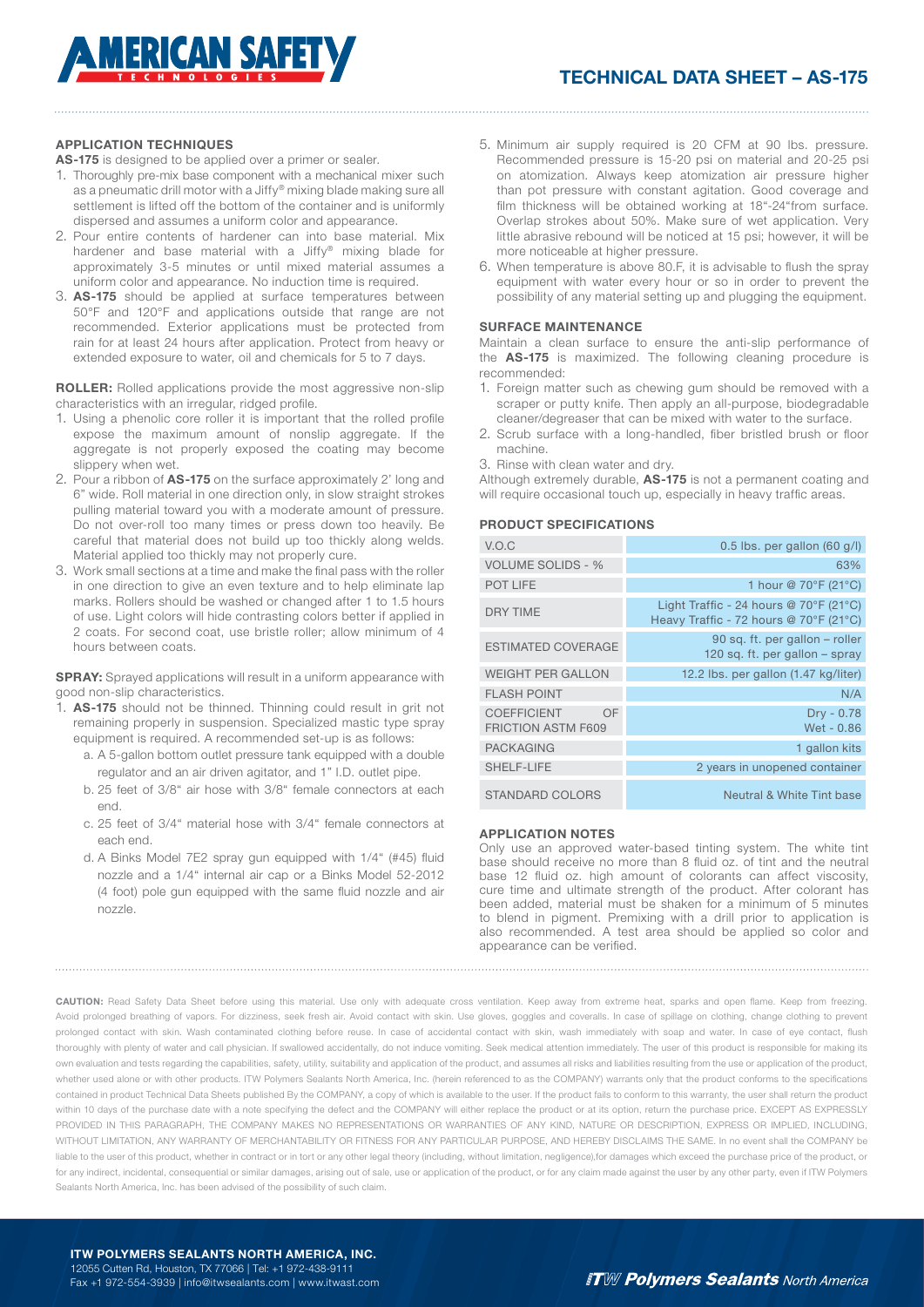# TECHNICAL DATA SHEET – AS-175

## APPLICATION TECHNIQUES

**AS-175** is designed to be applied over a primer or sealer.

1. Thoroughly pre-mix base component with a mechanical mixer such as a pneumatic drill motor with a Jiffy® mixing blade making sure all settlement is lifted off the bottom of the container and is uniformly dispersed and assumes a uniform color and appearance.
2. Pour entire contents of hardener can into base material. Mix hardener and base material with a Jiffy® mixing blade for approximately 3-5 minutes or until mixed material assumes a uniform color and appearance. No induction time is required.
3. **AS-175** should be applied at surface temperatures between 50°F and 120°F and applications outside that range are not recommended. Exterior applications must be protected from rain for at least 24 hours after application. Protect from heavy or extended exposure to water, oil and chemicals for 5 to 7 days.

**ROLLER:** Rolled applications provide the most aggressive non-slip characteristics with an irregular, ridged profile.

1. Using a phenolic core roller it is important that the rolled profile expose the maximum amount of nonslip aggregate. If the aggregate is not properly exposed the coating may become slippery when wet.
2. Pour a ribbon of **AS-175** on the surface approximately 2' long and 6" wide. Roll material in one direction only, in slow straight strokes pulling material toward you with a moderate amount of pressure. Do not over-roll too many times or press down too heavily. Be careful that material does not build up too thickly along welds. Material applied too thickly may not properly cure.
3. Work small sections at a time and make the final pass with the roller in one direction to give an even texture and to help eliminate lap marks. Rollers should be washed or changed after 1 to 1.5 hours of use. Light colors will hide contrasting colors better if applied in 2 coats. For second coat, use bristle roller; allow minimum of 4 hours between coats.

**SPRAY:** Sprayed applications will result in a uniform appearance with good non-slip characteristics.

1. **AS-175** should not be thinned. Thinning could result in grit not remaining properly in suspension. Specialized mastic type spray equipment is required. A recommended set-up is as follows:
   a. A 5-gallon bottom outlet pressure tank equipped with a double regulator and an air driven agitator, and 1" I.D. outlet pipe.
   b. 25 feet of 3/8" air hose with 3/8" female connectors at each end.
   c. 25 feet of 3/4" material hose with 3/4" female connectors at each end.
   d. A Binks Model 7E2 spray gun equipped with 1/4" (#45) fluid nozzle and a 1/4" internal air cap or a Binks Model 52-2012 (4 foot) pole gun equipped with the same fluid nozzle and air nozzle.
5. Minimum air supply required is 20 CFM at 90 lbs. pressure. Recommended pressure is 15-20 psi on material and 20-25 psi on atomization. Always keep atomization air pressure higher than pot pressure with constant agitation. Good coverage and film thickness will be obtained working at 18"-24"from surface. Overlap strokes about 50%. Make sure of wet application. Very little abrasive rebound will be noticed at 15 psi; however, it will be more noticeable at higher pressure.
6. When temperature is above 80.F, it is advisable to flush the spray equipment with water every hour or so in order to prevent the possibility of any material setting up and plugging the equipment.

## SURFACE MAINTENANCE

Maintain a clean surface to ensure the anti-slip performance of the **AS-175** is maximized. The following cleaning procedure is recommended:

1. Foreign matter such as chewing gum should be removed with a scraper or putty knife. Then apply an all-purpose, biodegradable cleaner/degreaser that can be mixed with water to the surface.
2. Scrub surface with a long-handled, fiber bristled brush or floor machine.
3. Rinse with clean water and dry.

Although extremely durable, **AS-175** is not a permanent coating and will require occasional touch up, especially in heavy traffic areas.

## PRODUCT SPECIFICATIONS

| | |
|---|---|
| V.O.C | 0.5 lbs. per gallon (60 g/l) |
| VOLUME SOLIDS - % | 63% |
| POT LIFE | 1 hour @ 70°F (21°C) |
| DRY TIME | Light Traffic - 24 hours @ 70°F (21°C)<br>Heavy Traffic - 72 hours @ 70°F (21°C) |
| ESTIMATED COVERAGE | 90 sq. ft. per gallon – roller<br>120 sq. ft. per gallon – spray |
| WEIGHT PER GALLON | 12.2 lbs. per gallon (1.47 kg/liter) |
| FLASH POINT | N/A |
| COEFFICIENT OF FRICTION ASTM F609 | Dry - 0.78<br>Wet - 0.86 |
| PACKAGING | 1 gallon kits |
| SHELF-LIFE | 2 years in unopened container |
| STANDARD COLORS | Neutral & White Tint base |

## APPLICATION NOTES

Only use an approved water-based tinting system. The white tint base should receive no more than 8 fluid oz. of tint and the neutral base 12 fluid oz. high amount of colorants can affect viscosity, cure time and ultimate strength of the product. After colorant has been added, material must be shaken for a minimum of 5 minutes to blend in pigment. Premixing with a drill prior to application is also recommended. A test area should be applied so color and appearance can be verified.

**CAUTION:** Read Safety Data Sheet before using this material. Use only with adequate cross ventilation. Keep away from extreme heat, sparks and open flame. Keep from freezing. Avoid prolonged breathing of vapors. For dizziness, seek fresh air. Avoid contact with skin. Use gloves, goggles and coveralls. In case of spillage on clothing, change clothing to prevent prolonged contact with skin. Wash contaminated clothing before reuse. In case of accidental contact with skin, wash immediately with soap and water. In case of eye contact, flush thoroughly with plenty of water and call physician. If swallowed accidentally, do not induce vomiting. Seek medical attention immediately. The user of this product is responsible for making its own evaluation and tests regarding the capabilities, safety, utility, suitability and application of the product, and assumes all risks and liabilities resulting from the use or application of the product, whether used alone or with other products. ITW Polymers Sealants North America, Inc. (herein referenced to as the COMPANY) warrants only that the product conforms to the specifications contained in product Technical Data Sheets published By the COMPANY, a copy of which is available to the user. If the product fails to conform to this warranty, the user shall return the product within 10 days of the purchase date with a note specifying the defect and the COMPANY will either replace the product or at its option, return the purchase price. EXCEPT AS EXPRESSLY PROVIDED IN THIS PARAGRAPH, THE COMPANY MAKES NO REPRESENTATIONS OR WARRANTIES OF ANY KIND, NATURE OR DESCRIPTION, EXPRESS OR IMPLIED, INCLUDING, WITHOUT LIMITATION, ANY WARRANTY OF MERCHANTABILITY OR FITNESS FOR ANY PARTICULAR PURPOSE, AND HEREBY DISCLAIMS THE SAME. In no event shall the COMPANY be liable to the user of this product, whether in contract or in tort or any other legal theory (including, without limitation, negligence),for damages which exceed the purchase price of the product, or for any indirect, incidental, consequential or similar damages, arising out of sale, use or application of the product, or for any claim made against the user by any other party, even if ITW Polymers Sealants North America, Inc. has been advised of the possibility of such claim.

**ITW POLYMERS SEALANTS NORTH AMERICA, INC.**
12055 Cutten Rd, Houston, TX 77066 | Tel: +1 972-438-9111
Fax +1 972-554-3939 | info@itwsealants.com | www.itwast.com